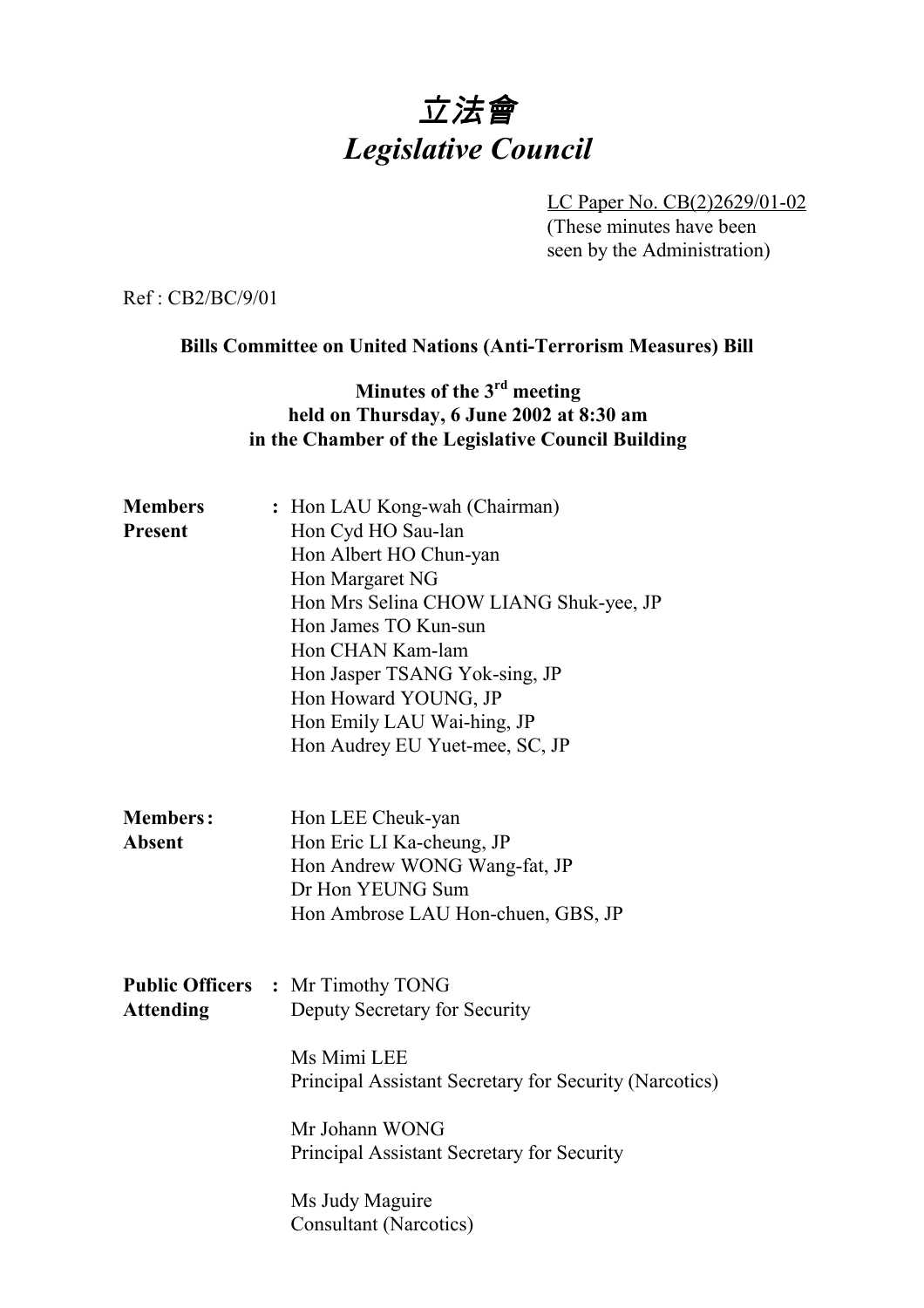# *立法會*
# *Legislative Council*

LC Paper No. CB(2)2629/01-02
(These minutes have been seen by the Administration)

Ref : CB2/BC/9/01

**Bills Committee on United Nations (Anti-Terrorism Measures) Bill**

**Minutes of the 3rd meeting held on Thursday, 6 June 2002 at 8:30 am in the Chamber of the Legislative Council Building**

| | | |
|---|---|---|
| **Members Present** | **:** | Hon LAU Kong-wah (Chairman)<br>Hon Cyd HO Sau-lan<br>Hon Albert HO Chun-yan<br>Hon Margaret NG<br>Hon Mrs Selina CHOW LIANG Shuk-yee, JP<br>Hon James TO Kun-sun<br>Hon CHAN Kam-lam<br>Hon Jasper TSANG Yok-sing, JP<br>Hon Howard YOUNG, JP<br>Hon Emily LAU Wai-hing, JP<br>Hon Audrey EU Yuet-mee, SC, JP |
| **Members Absent** | **:** | Hon LEE Cheuk-yan<br>Hon Eric LI Ka-cheung, JP<br>Hon Andrew WONG Wang-fat, JP<br>Dr Hon YEUNG Sum<br>Hon Ambrose LAU Hon-chuen, GBS, JP |
| **Public Officers Attending** | **:** | Mr Timothy TONG<br>Deputy Secretary for Security<br><br>Ms Mimi LEE<br>Principal Assistant Secretary for Security (Narcotics)<br><br>Mr Johann WONG<br>Principal Assistant Secretary for Security<br><br>Ms Judy Maguire<br>Consultant (Narcotics) |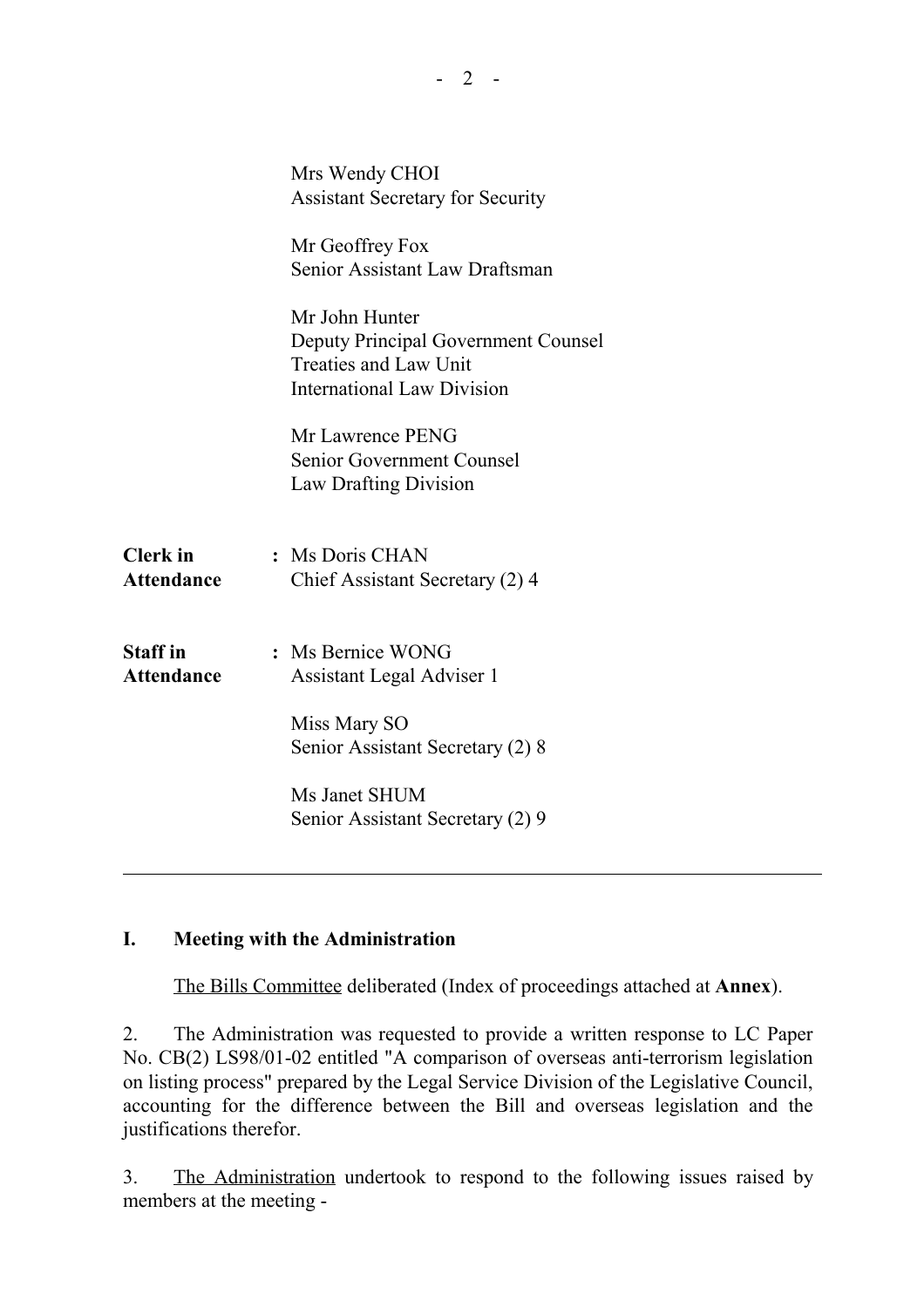Mrs Wendy CHOI
Assistant Secretary for Security

Mr Geoffrey Fox
Senior Assistant Law Draftsman

Mr John Hunter
Deputy Principal Government Counsel
Treaties and Law Unit
International Law Division

Mr Lawrence PENG
Senior Government Counsel
Law Drafting Division

**Clerk in Attendance** : Ms Doris CHAN
Chief Assistant Secretary (2) 4

**Staff in Attendance** : Ms Bernice WONG
Assistant Legal Adviser 1

Miss Mary SO
Senior Assistant Secretary (2) 8

Ms Janet SHUM
Senior Assistant Secretary (2) 9

---

## I. Meeting with the Administration

The Bills Committee deliberated (Index of proceedings attached at **Annex**).

2. The Administration was requested to provide a written response to LC Paper No. CB(2) LS98/01-02 entitled "A comparison of overseas anti-terrorism legislation on listing process" prepared by the Legal Service Division of the Legislative Council, accounting for the difference between the Bill and overseas legislation and the justifications therefor.

3. The Administration undertook to respond to the following issues raised by members at the meeting -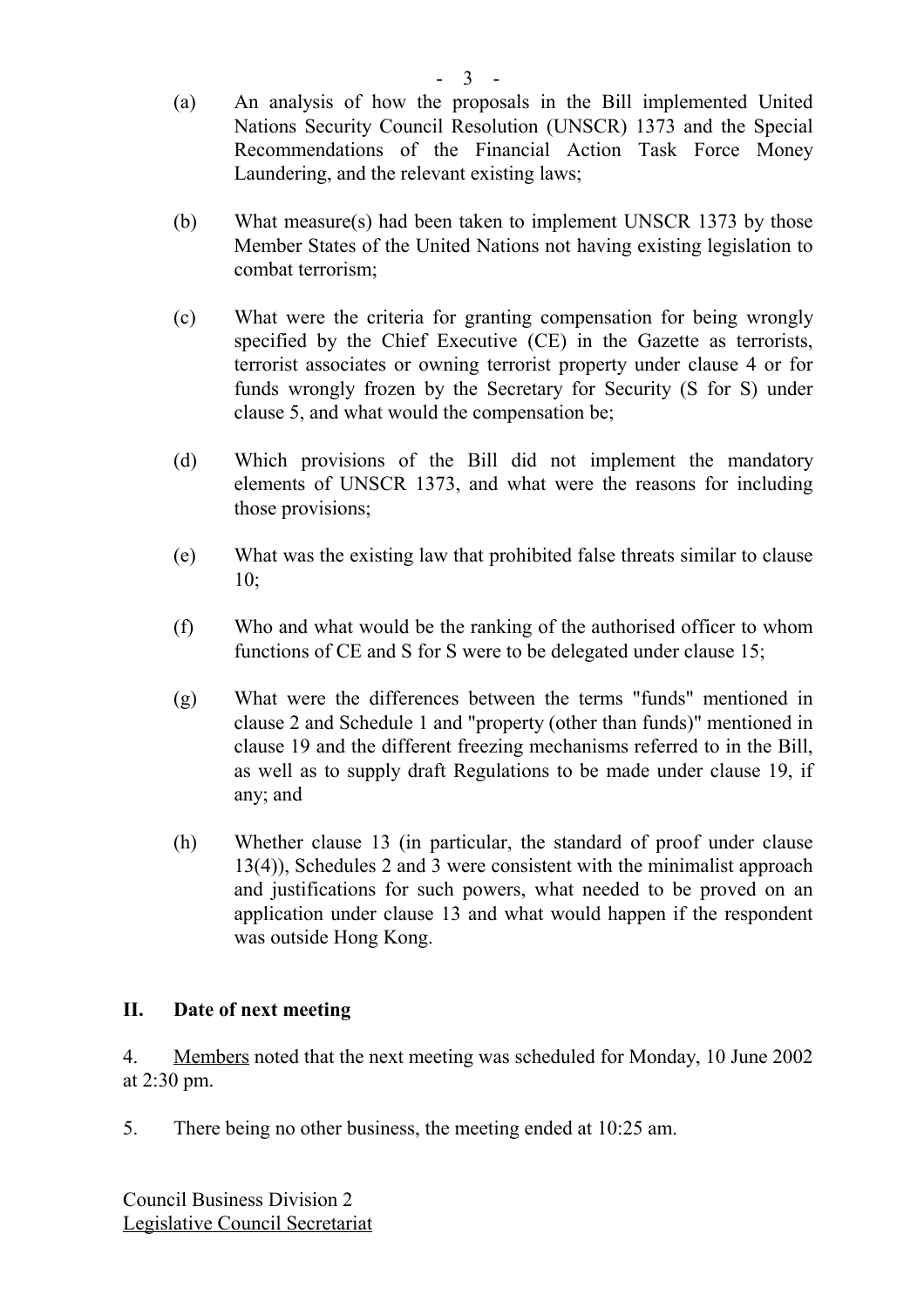(a) An analysis of how the proposals in the Bill implemented United Nations Security Council Resolution (UNSCR) 1373 and the Special Recommendations of the Financial Action Task Force Money Laundering, and the relevant existing laws;

(b) What measure(s) had been taken to implement UNSCR 1373 by those Member States of the United Nations not having existing legislation to combat terrorism;

(c) What were the criteria for granting compensation for being wrongly specified by the Chief Executive (CE) in the Gazette as terrorists, terrorist associates or owning terrorist property under clause 4 or for funds wrongly frozen by the Secretary for Security (S for S) under clause 5, and what would the compensation be;

(d) Which provisions of the Bill did not implement the mandatory elements of UNSCR 1373, and what were the reasons for including those provisions;

(e) What was the existing law that prohibited false threats similar to clause 10;

(f) Who and what would be the ranking of the authorised officer to whom functions of CE and S for S were to be delegated under clause 15;

(g) What were the differences between the terms "funds" mentioned in clause 2 and Schedule 1 and "property (other than funds)" mentioned in clause 19 and the different freezing mechanisms referred to in the Bill, as well as to supply draft Regulations to be made under clause 19, if any; and

(h) Whether clause 13 (in particular, the standard of proof under clause 13(4)), Schedules 2 and 3 were consistent with the minimalist approach and justifications for such powers, what needed to be proved on an application under clause 13 and what would happen if the respondent was outside Hong Kong.

## II. Date of next meeting

4. Members noted that the next meeting was scheduled for Monday, 10 June 2002 at 2:30 pm.

5. There being no other business, the meeting ended at 10:25 am.

Council Business Division 2
Legislative Council Secretariat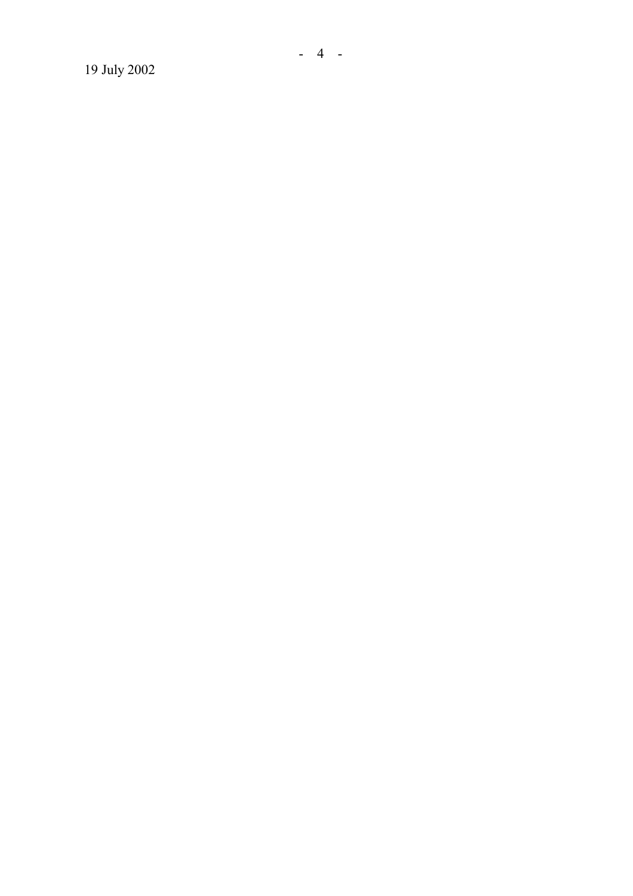19 July 2002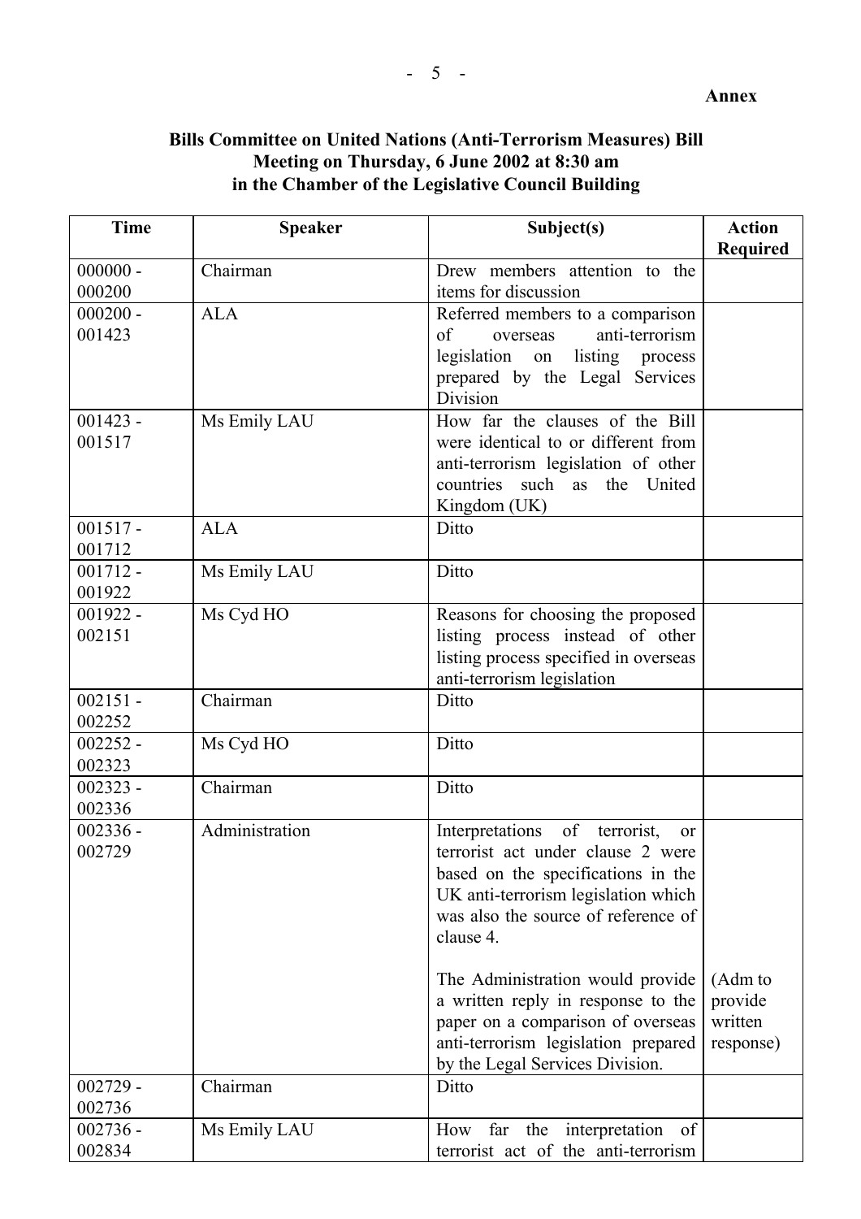**Annex**

**Bills Committee on United Nations (Anti-Terrorism Measures) Bill**
**Meeting on Thursday, 6 June 2002 at 8:30 am**
**in the Chamber of the Legislative Council Building**

| Time | Speaker | Subject(s) | Action Required |
|---|---|---|---|
| 000000 - 000200 | Chairman | Drew members attention to the items for discussion | |
| 000200 - 001423 | ALA | Referred members to a comparison of overseas anti-terrorism legislation on listing process prepared by the Legal Services Division | |
| 001423 - 001517 | Ms Emily LAU | How far the clauses of the Bill were identical to or different from anti-terrorism legislation of other countries such as the United Kingdom (UK) | |
| 001517 - 001712 | ALA | Ditto | |
| 001712 - 001922 | Ms Emily LAU | Ditto | |
| 001922 - 002151 | Ms Cyd HO | Reasons for choosing the proposed listing process instead of other listing process specified in overseas anti-terrorism legislation | |
| 002151 - 002252 | Chairman | Ditto | |
| 002252 - 002323 | Ms Cyd HO | Ditto | |
| 002323 - 002336 | Chairman | Ditto | |
| 002336 - 002729 | Administration | Interpretations of terrorist, or terrorist act under clause 2 were based on the specifications in the UK anti-terrorism legislation which was also the source of reference of clause 4.<br><br>The Administration would provide a written reply in response to the paper on a comparison of overseas anti-terrorism legislation prepared by the Legal Services Division. | (Adm to provide written response) |
| 002729 - 002736 | Chairman | Ditto | |
| 002736 - 002834 | Ms Emily LAU | How far the interpretation of terrorist act of the anti-terrorism | |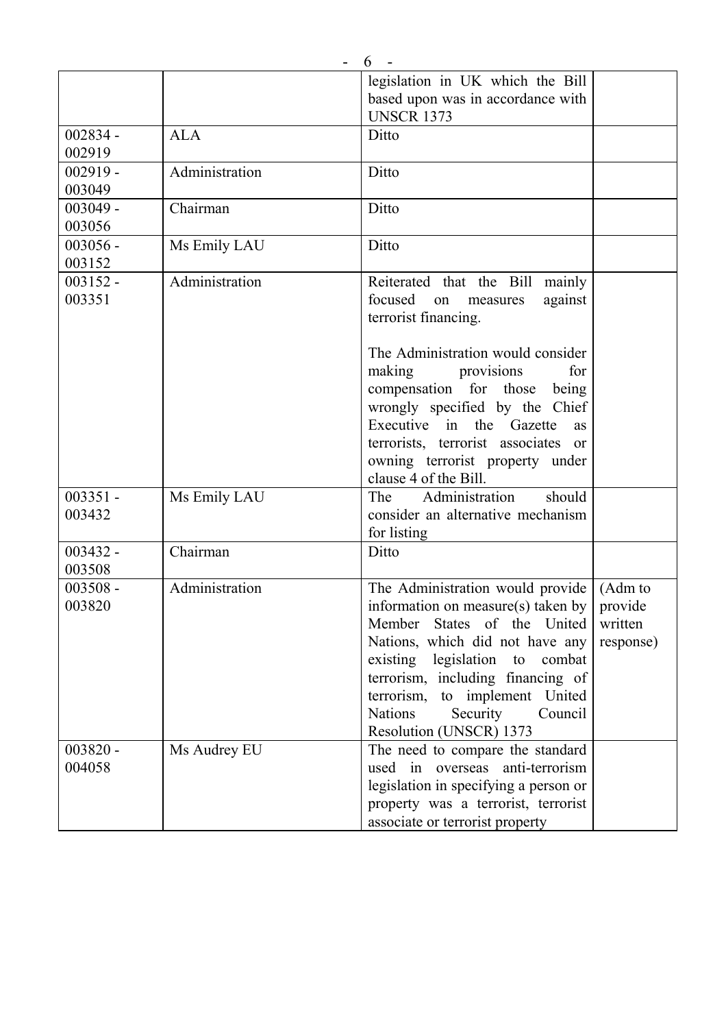| | | | |
|---|---|---|---|
| | | legislation in UK which the Bill based upon was in accordance with UNSCR 1373 | |
| 002834 - 002919 | ALA | Ditto | |
| 002919 - 003049 | Administration | Ditto | |
| 003049 - 003056 | Chairman | Ditto | |
| 003056 - 003152 | Ms Emily LAU | Ditto | |
| 003152 - 003351 | Administration | Reiterated that the Bill mainly focused on measures against terrorist financing.<br><br>The Administration would consider making provisions for compensation for those being wrongly specified by the Chief Executive in the Gazette as terrorists, terrorist associates or owning terrorist property under clause 4 of the Bill. | |
| 003351 - 003432 | Ms Emily LAU | The Administration should consider an alternative mechanism for listing | |
| 003432 - 003508 | Chairman | Ditto | |
| 003508 - 003820 | Administration | The Administration would provide information on measure(s) taken by Member States of the United Nations, which did not have any existing legislation to combat terrorism, including financing of terrorism, to implement United Nations Security Council Resolution (UNSCR) 1373 | (Adm to provide written response) |
| 003820 - 004058 | Ms Audrey EU | The need to compare the standard used in overseas anti-terrorism legislation in specifying a person or property was a terrorist, terrorist associate or terrorist property | |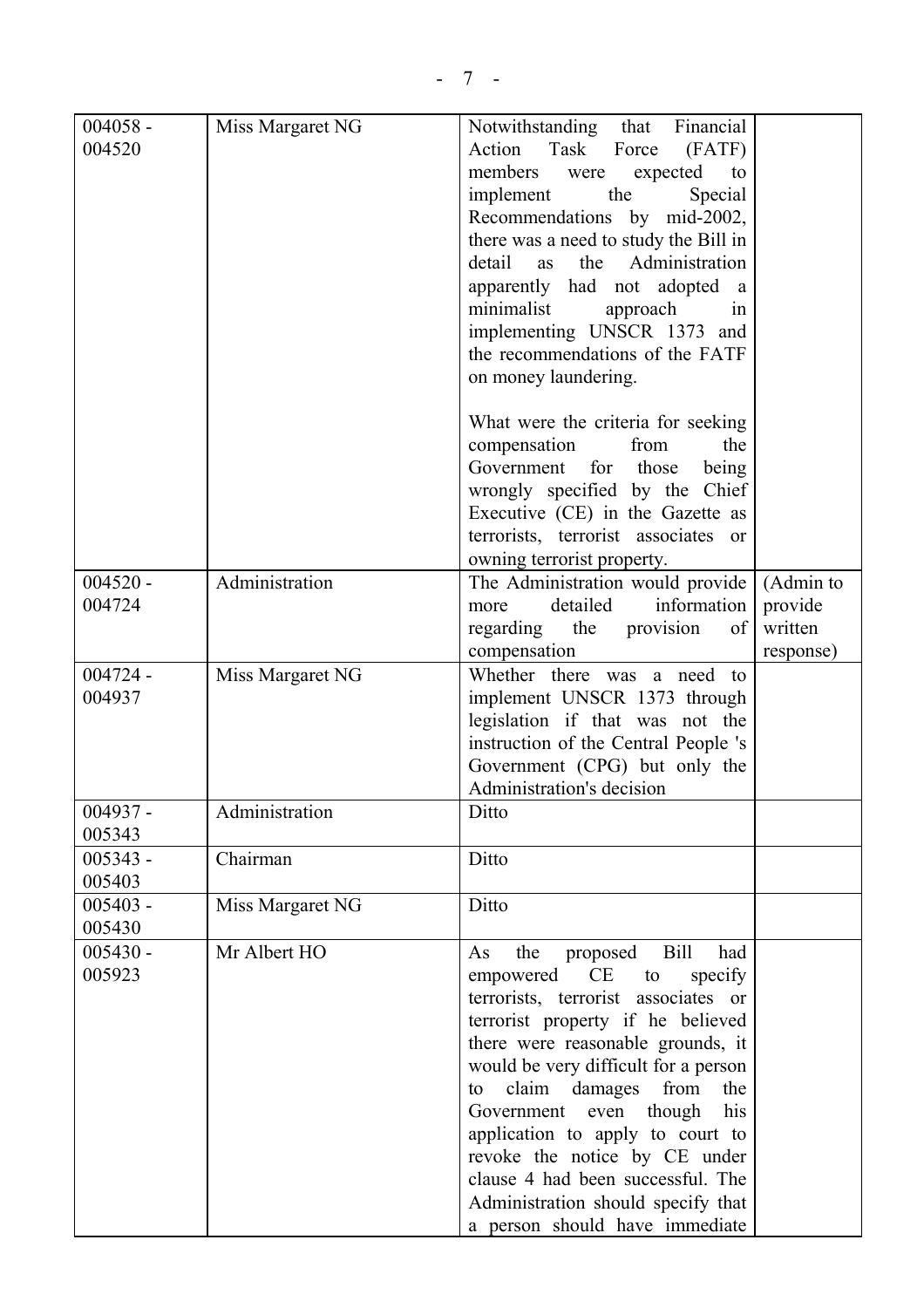| | | | |
|---|---|---|---|
| 004058 - 004520 | Miss Margaret NG | Notwithstanding that Financial Action Task Force (FATF) members were expected to implement the Special Recommendations by mid-2002, there was a need to study the Bill in detail as the Administration apparently had not adopted a minimalist approach in implementing UNSCR 1373 and the recommendations of the FATF on money laundering.<br><br>What were the criteria for seeking compensation from the Government for those being wrongly specified by the Chief Executive (CE) in the Gazette as terrorists, terrorist associates or owning terrorist property. | |
| 004520 - 004724 | Administration | The Administration would provide more detailed information regarding the provision of compensation | (Admin to provide written response) |
| 004724 - 004937 | Miss Margaret NG | Whether there was a need to implement UNSCR 1373 through legislation if that was not the instruction of the Central People 's Government (CPG) but only the Administration's decision | |
| 004937 - 005343 | Administration | Ditto | |
| 005343 - 005403 | Chairman | Ditto | |
| 005403 - 005430 | Miss Margaret NG | Ditto | |
| 005430 - 005923 | Mr Albert HO | As the proposed Bill had empowered CE to specify terrorists, terrorist associates or terrorist property if he believed there were reasonable grounds, it would be very difficult for a person to claim damages from the Government even though his application to apply to court to revoke the notice by CE under clause 4 had been successful. The Administration should specify that a person should have immediate | |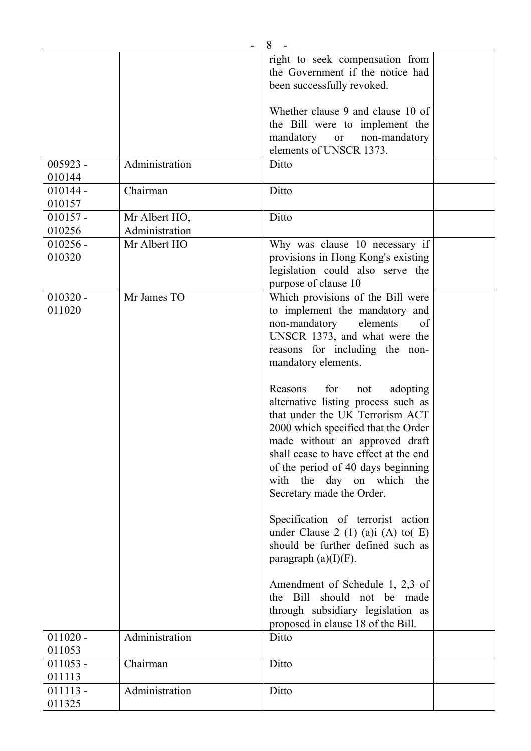| | | | |
|---|---|---|---|
| | | right to seek compensation from the Government if the notice had been successfully revoked.<br><br>Whether clause 9 and clause 10 of the Bill were to implement the mandatory or non-mandatory elements of UNSCR 1373. | |
| 005923 - 010144 | Administration | Ditto | |
| 010144 - 010157 | Chairman | Ditto | |
| 010157 - 010256 | Mr Albert HO, Administration | Ditto | |
| 010256 - 010320 | Mr Albert HO | Why was clause 10 necessary if provisions in Hong Kong's existing legislation could also serve the purpose of clause 10 | |
| 010320 - 011020 | Mr James TO | Which provisions of the Bill were to implement the mandatory and non-mandatory elements of UNSCR 1373, and what were the reasons for including the non-mandatory elements.<br><br>Reasons for not adopting alternative listing process such as that under the UK Terrorism ACT 2000 which specified that the Order made without an approved draft shall cease to have effect at the end of the period of 40 days beginning with the day on which the Secretary made the Order.<br><br>Specification of terrorist action under Clause 2 (1) (a)i (A) to( E) should be further defined such as paragraph (a)(I)(F).<br><br>Amendment of Schedule 1, 2,3 of the Bill should not be made through subsidiary legislation as proposed in clause 18 of the Bill. | |
| 011020 - 011053 | Administration | Ditto | |
| 011053 - 011113 | Chairman | Ditto | |
| 011113 - 011325 | Administration | Ditto | |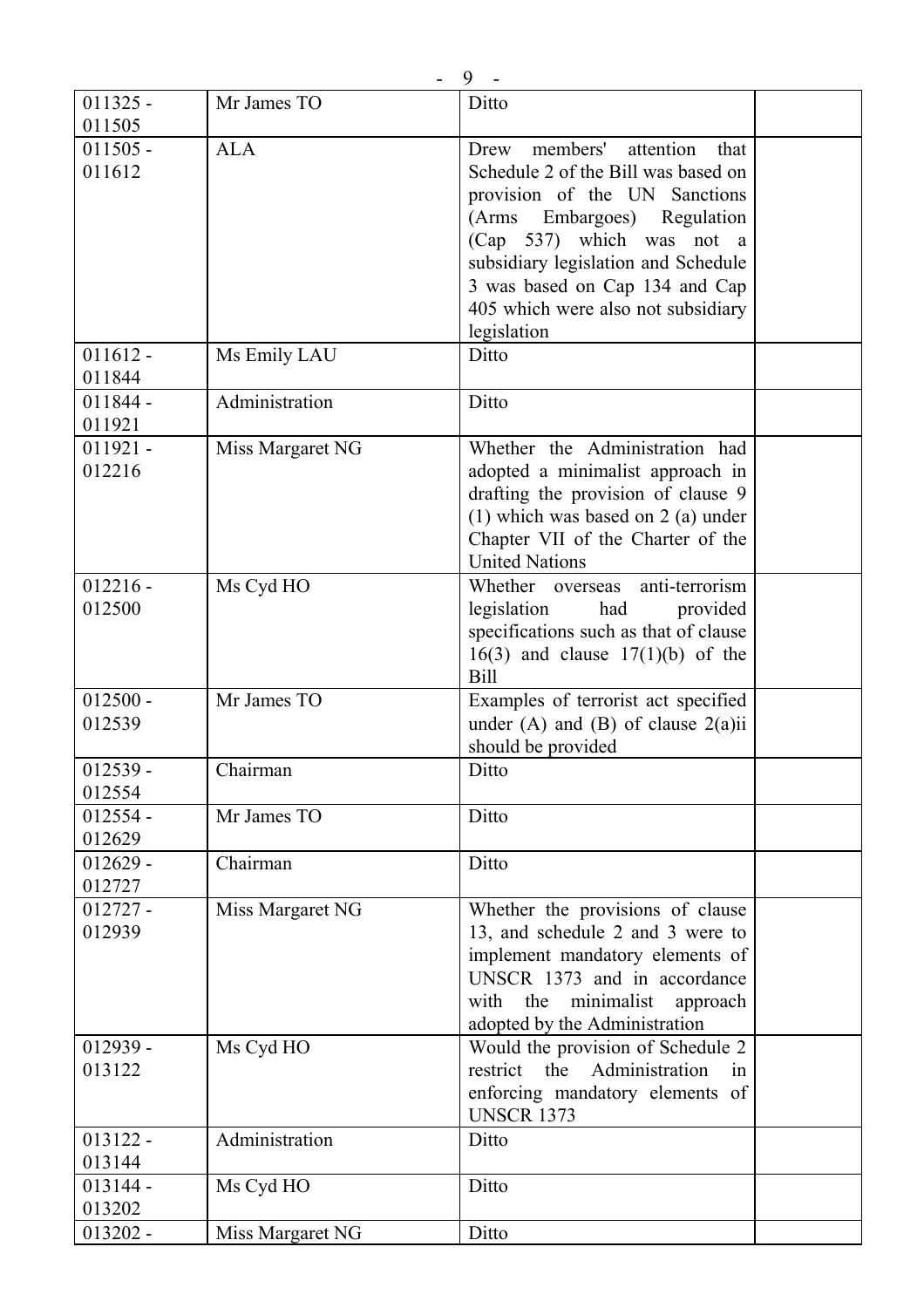| | | | |
|---|---|---|---|
| 011325 - 011505 | Mr James TO | Ditto | |
| 011505 - 011612 | ALA | Drew members' attention that Schedule 2 of the Bill was based on provision of the UN Sanctions (Arms Embargoes) Regulation (Cap 537) which was not a subsidiary legislation and Schedule 3 was based on Cap 134 and Cap 405 which were also not subsidiary legislation | |
| 011612 - 011844 | Ms Emily LAU | Ditto | |
| 011844 - 011921 | Administration | Ditto | |
| 011921 - 012216 | Miss Margaret NG | Whether the Administration had adopted a minimalist approach in drafting the provision of clause 9 (1) which was based on 2 (a) under Chapter VII of the Charter of the United Nations | |
| 012216 - 012500 | Ms Cyd HO | Whether overseas anti-terrorism legislation had provided specifications such as that of clause 16(3) and clause 17(1)(b) of the Bill | |
| 012500 - 012539 | Mr James TO | Examples of terrorist act specified under (A) and (B) of clause 2(a)ii should be provided | |
| 012539 - 012554 | Chairman | Ditto | |
| 012554 - 012629 | Mr James TO | Ditto | |
| 012629 - 012727 | Chairman | Ditto | |
| 012727 - 012939 | Miss Margaret NG | Whether the provisions of clause 13, and schedule 2 and 3 were to implement mandatory elements of UNSCR 1373 and in accordance with the minimalist approach adopted by the Administration | |
| 012939 - 013122 | Ms Cyd HO | Would the provision of Schedule 2 restrict the Administration in enforcing mandatory elements of UNSCR 1373 | |
| 013122 - 013144 | Administration | Ditto | |
| 013144 - 013202 | Ms Cyd HO | Ditto | |
| 013202 - | Miss Margaret NG | Ditto | |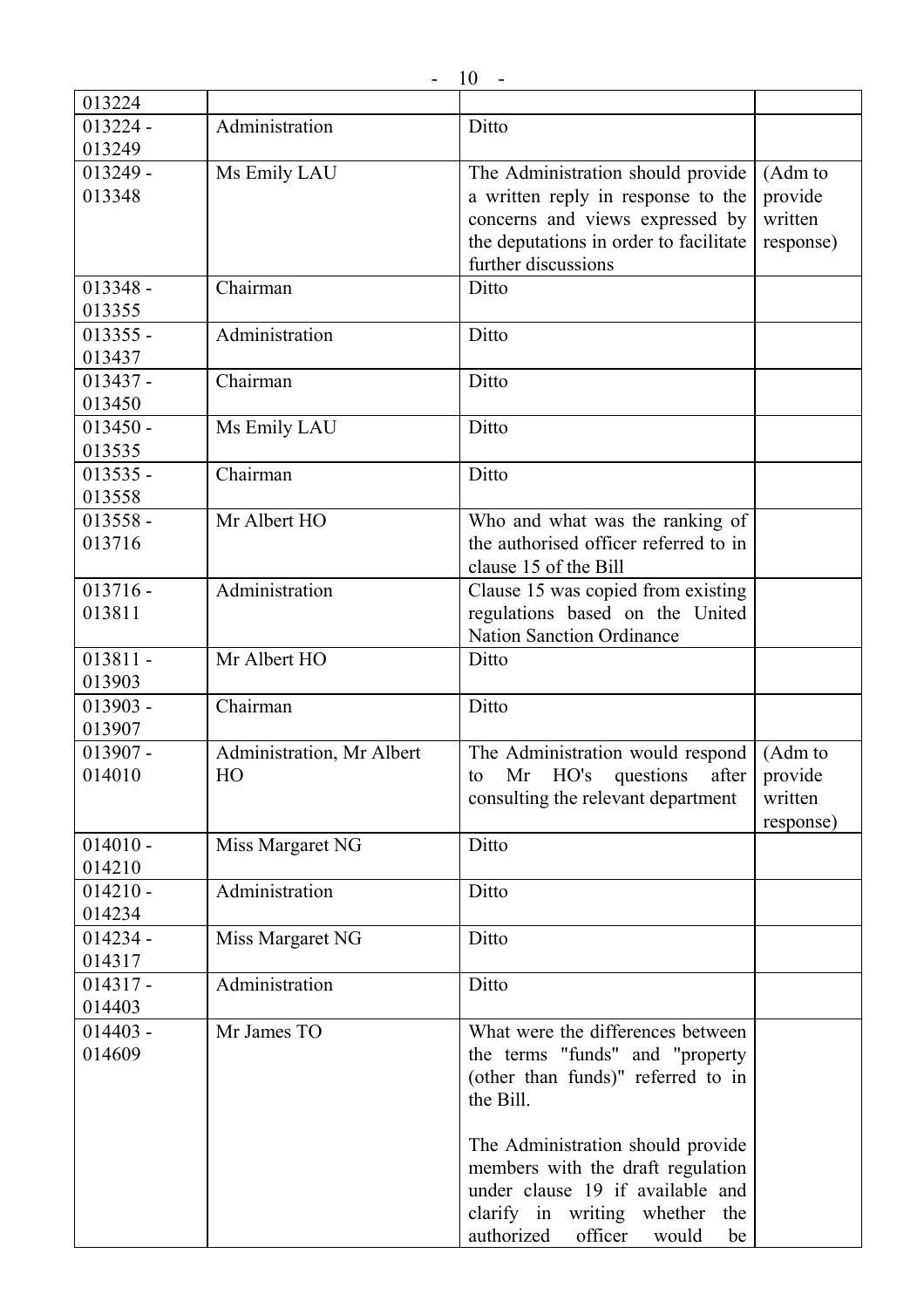| | | | |
|---|---|---|---|
| 013224 | | | |
| 013224 - 013249 | Administration | Ditto | |
| 013249 - 013348 | Ms Emily LAU | The Administration should provide a written reply in response to the concerns and views expressed by the deputations in order to facilitate further discussions | (Adm to provide written response) |
| 013348 - 013355 | Chairman | Ditto | |
| 013355 - 013437 | Administration | Ditto | |
| 013437 - 013450 | Chairman | Ditto | |
| 013450 - 013535 | Ms Emily LAU | Ditto | |
| 013535 - 013558 | Chairman | Ditto | |
| 013558 - 013716 | Mr Albert HO | Who and what was the ranking of the authorised officer referred to in clause 15 of the Bill | |
| 013716 - 013811 | Administration | Clause 15 was copied from existing regulations based on the United Nation Sanction Ordinance | |
| 013811 - 013903 | Mr Albert HO | Ditto | |
| 013903 - 013907 | Chairman | Ditto | |
| 013907 - 014010 | Administration, Mr Albert HO | The Administration would respond to Mr HO's questions after consulting the relevant department | (Adm to provide written response) |
| 014010 - 014210 | Miss Margaret NG | Ditto | |
| 014210 - 014234 | Administration | Ditto | |
| 014234 - 014317 | Miss Margaret NG | Ditto | |
| 014317 - 014403 | Administration | Ditto | |
| 014403 - 014609 | Mr James TO | What were the differences between the terms "funds" and "property (other than funds)" referred to in the Bill.<br><br>The Administration should provide members with the draft regulation under clause 19 if available and clarify in writing whether the authorized officer would be | |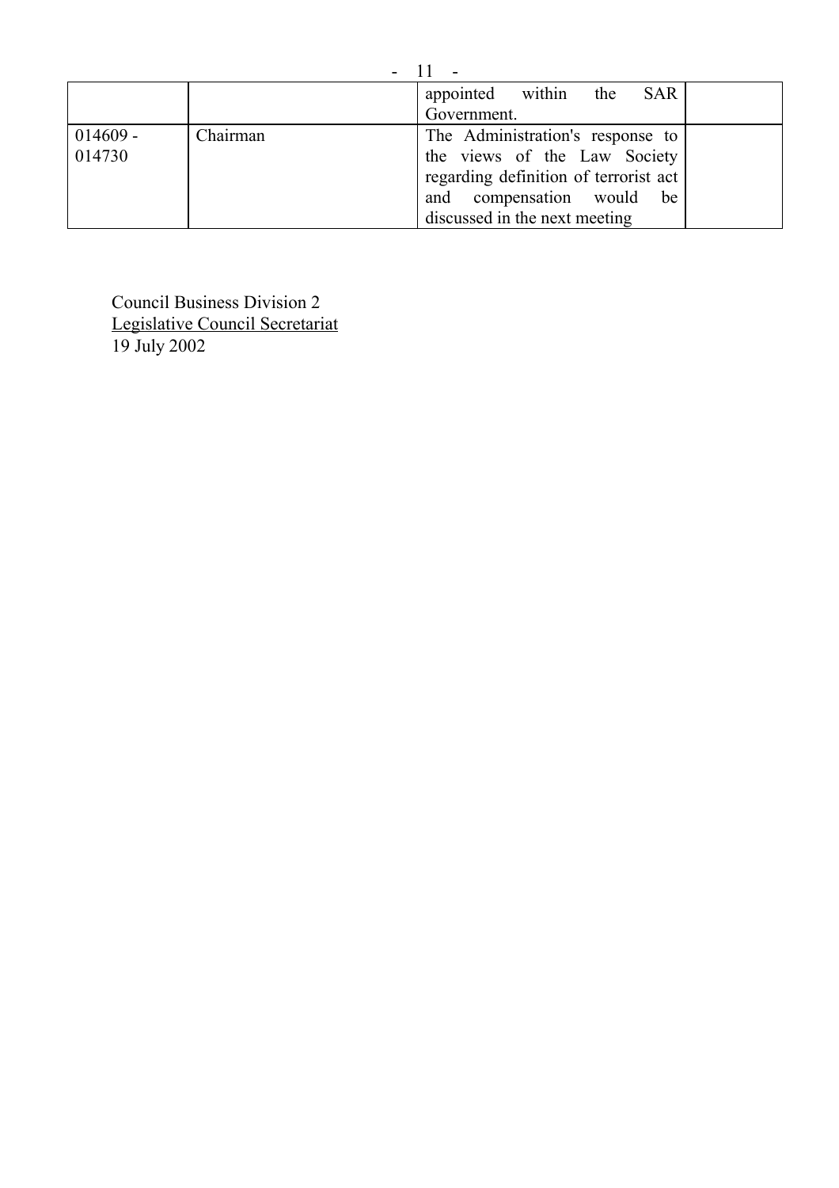| | | | |
|---|---|---|---|
| | | appointed within the SAR Government. | |
| 014609 - 014730 | Chairman | The Administration's response to the views of the Law Society regarding definition of terrorist act and compensation would be discussed in the next meeting | |

Council Business Division 2
Legislative Council Secretariat
19 July 2002